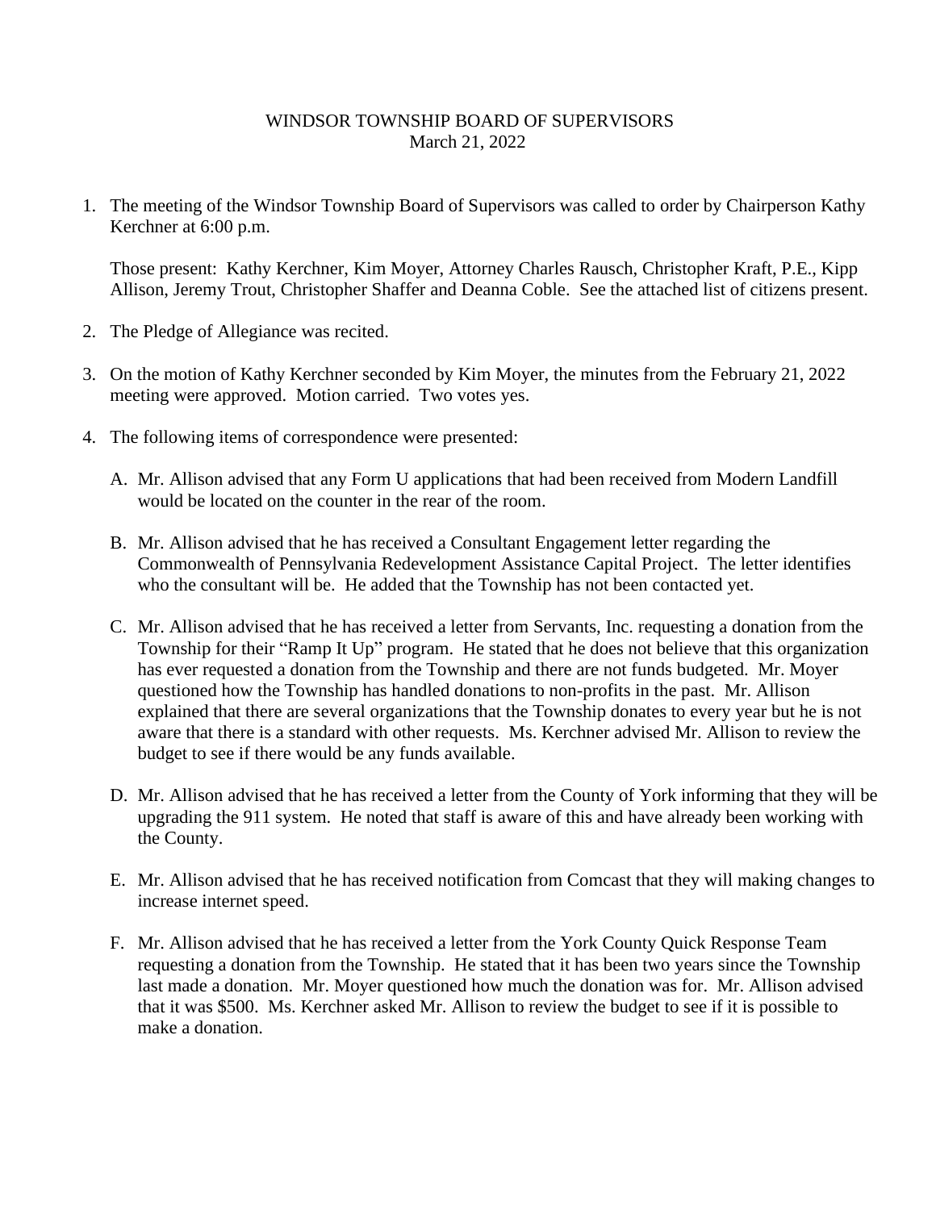WINDSOR TOWNSHIP BOARD OF SUPERVISORS
March 21, 2022

1. The meeting of the Windsor Township Board of Supervisors was called to order by Chairperson Kathy Kerchner at 6:00 p.m.

   Those present: Kathy Kerchner, Kim Moyer, Attorney Charles Rausch, Christopher Kraft, P.E., Kipp Allison, Jeremy Trout, Christopher Shaffer and Deanna Coble. See the attached list of citizens present.

2. The Pledge of Allegiance was recited.

3. On the motion of Kathy Kerchner seconded by Kim Moyer, the minutes from the February 21, 2022 meeting were approved. Motion carried. Two votes yes.

4. The following items of correspondence were presented:

   A. Mr. Allison advised that any Form U applications that had been received from Modern Landfill would be located on the counter in the rear of the room.

   B. Mr. Allison advised that he has received a Consultant Engagement letter regarding the Commonwealth of Pennsylvania Redevelopment Assistance Capital Project. The letter identifies who the consultant will be. He added that the Township has not been contacted yet.

   C. Mr. Allison advised that he has received a letter from Servants, Inc. requesting a donation from the Township for their "Ramp It Up" program. He stated that he does not believe that this organization has ever requested a donation from the Township and there are not funds budgeted. Mr. Moyer questioned how the Township has handled donations to non-profits in the past. Mr. Allison explained that there are several organizations that the Township donates to every year but he is not aware that there is a standard with other requests. Ms. Kerchner advised Mr. Allison to review the budget to see if there would be any funds available.

   D. Mr. Allison advised that he has received a letter from the County of York informing that they will be upgrading the 911 system. He noted that staff is aware of this and have already been working with the County.

   E. Mr. Allison advised that he has received notification from Comcast that they will making changes to increase internet speed.

   F. Mr. Allison advised that he has received a letter from the York County Quick Response Team requesting a donation from the Township. He stated that it has been two years since the Township last made a donation. Mr. Moyer questioned how much the donation was for. Mr. Allison advised that it was $500. Ms. Kerchner asked Mr. Allison to review the budget to see if it is possible to make a donation.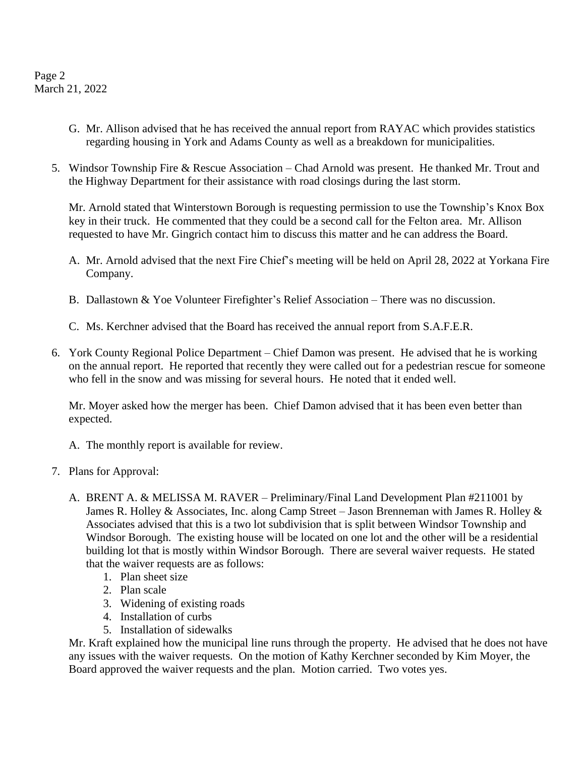G. Mr. Allison advised that he has received the annual report from RAYAC which provides statistics regarding housing in York and Adams County as well as a breakdown for municipalities.

5. Windsor Township Fire & Rescue Association – Chad Arnold was present. He thanked Mr. Trout and the Highway Department for their assistance with road closings during the last storm.

   Mr. Arnold stated that Winterstown Borough is requesting permission to use the Township's Knox Box key in their truck. He commented that they could be a second call for the Felton area. Mr. Allison requested to have Mr. Gingrich contact him to discuss this matter and he can address the Board.

   A. Mr. Arnold advised that the next Fire Chief's meeting will be held on April 28, 2022 at Yorkana Fire Company.

   B. Dallastown & Yoe Volunteer Firefighter's Relief Association – There was no discussion.

   C. Ms. Kerchner advised that the Board has received the annual report from S.A.F.E.R.

6. York County Regional Police Department – Chief Damon was present. He advised that he is working on the annual report. He reported that recently they were called out for a pedestrian rescue for someone who fell in the snow and was missing for several hours. He noted that it ended well.

   Mr. Moyer asked how the merger has been. Chief Damon advised that it has been even better than expected.

   A. The monthly report is available for review.

7. Plans for Approval:

   A. BRENT A. & MELISSA M. RAVER – Preliminary/Final Land Development Plan #211001 by James R. Holley & Associates, Inc. along Camp Street – Jason Brenneman with James R. Holley & Associates advised that this is a two lot subdivision that is split between Windsor Township and Windsor Borough. The existing house will be located on one lot and the other will be a residential building lot that is mostly within Windsor Borough. There are several waiver requests. He stated that the waiver requests are as follows:
      1. Plan sheet size
      2. Plan scale
      3. Widening of existing roads
      4. Installation of curbs
      5. Installation of sidewalks

   Mr. Kraft explained how the municipal line runs through the property. He advised that he does not have any issues with the waiver requests. On the motion of Kathy Kerchner seconded by Kim Moyer, the Board approved the waiver requests and the plan. Motion carried. Two votes yes.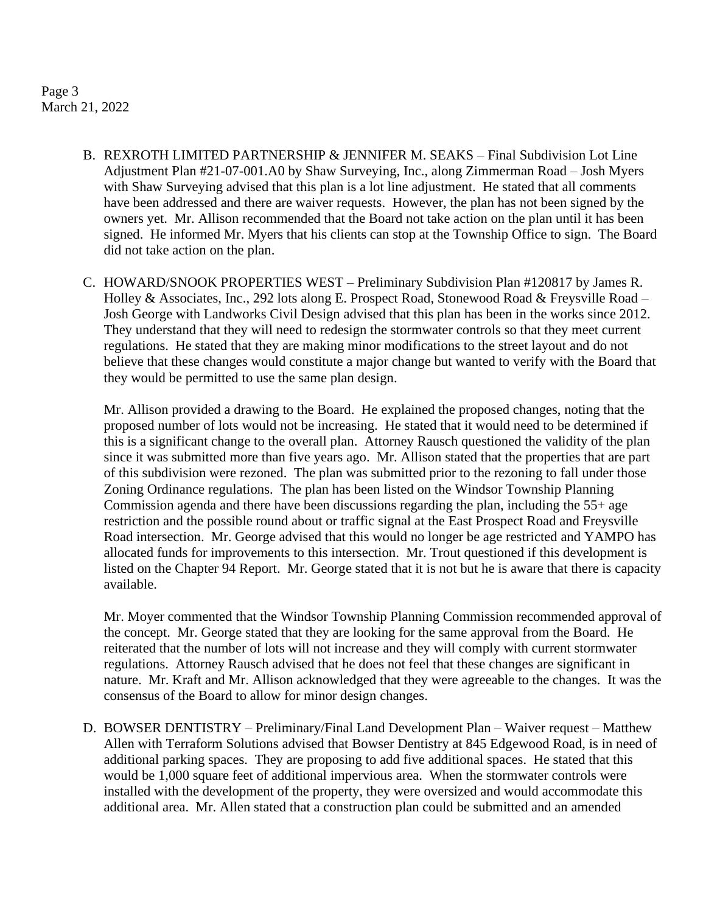B. REXROTH LIMITED PARTNERSHIP & JENNIFER M. SEAKS – Final Subdivision Lot Line Adjustment Plan #21-07-001.A0 by Shaw Surveying, Inc., along Zimmerman Road – Josh Myers with Shaw Surveying advised that this plan is a lot line adjustment. He stated that all comments have been addressed and there are waiver requests. However, the plan has not been signed by the owners yet. Mr. Allison recommended that the Board not take action on the plan until it has been signed. He informed Mr. Myers that his clients can stop at the Township Office to sign. The Board did not take action on the plan.

C. HOWARD/SNOOK PROPERTIES WEST – Preliminary Subdivision Plan #120817 by James R. Holley & Associates, Inc., 292 lots along E. Prospect Road, Stonewood Road & Freysville Road – Josh George with Landworks Civil Design advised that this plan has been in the works since 2012. They understand that they will need to redesign the stormwater controls so that they meet current regulations. He stated that they are making minor modifications to the street layout and do not believe that these changes would constitute a major change but wanted to verify with the Board that they would be permitted to use the same plan design.

   Mr. Allison provided a drawing to the Board. He explained the proposed changes, noting that the proposed number of lots would not be increasing. He stated that it would need to be determined if this is a significant change to the overall plan. Attorney Rausch questioned the validity of the plan since it was submitted more than five years ago. Mr. Allison stated that the properties that are part of this subdivision were rezoned. The plan was submitted prior to the rezoning to fall under those Zoning Ordinance regulations. The plan has been listed on the Windsor Township Planning Commission agenda and there have been discussions regarding the plan, including the 55+ age restriction and the possible round about or traffic signal at the East Prospect Road and Freysville Road intersection. Mr. George advised that this would no longer be age restricted and YAMPO has allocated funds for improvements to this intersection. Mr. Trout questioned if this development is listed on the Chapter 94 Report. Mr. George stated that it is not but he is aware that there is capacity available.

   Mr. Moyer commented that the Windsor Township Planning Commission recommended approval of the concept. Mr. George stated that they are looking for the same approval from the Board. He reiterated that the number of lots will not increase and they will comply with current stormwater regulations. Attorney Rausch advised that he does not feel that these changes are significant in nature. Mr. Kraft and Mr. Allison acknowledged that they were agreeable to the changes. It was the consensus of the Board to allow for minor design changes.

D. BOWSER DENTISTRY – Preliminary/Final Land Development Plan – Waiver request – Matthew Allen with Terraform Solutions advised that Bowser Dentistry at 845 Edgewood Road, is in need of additional parking spaces. They are proposing to add five additional spaces. He stated that this would be 1,000 square feet of additional impervious area. When the stormwater controls were installed with the development of the property, they were oversized and would accommodate this additional area. Mr. Allen stated that a construction plan could be submitted and an amended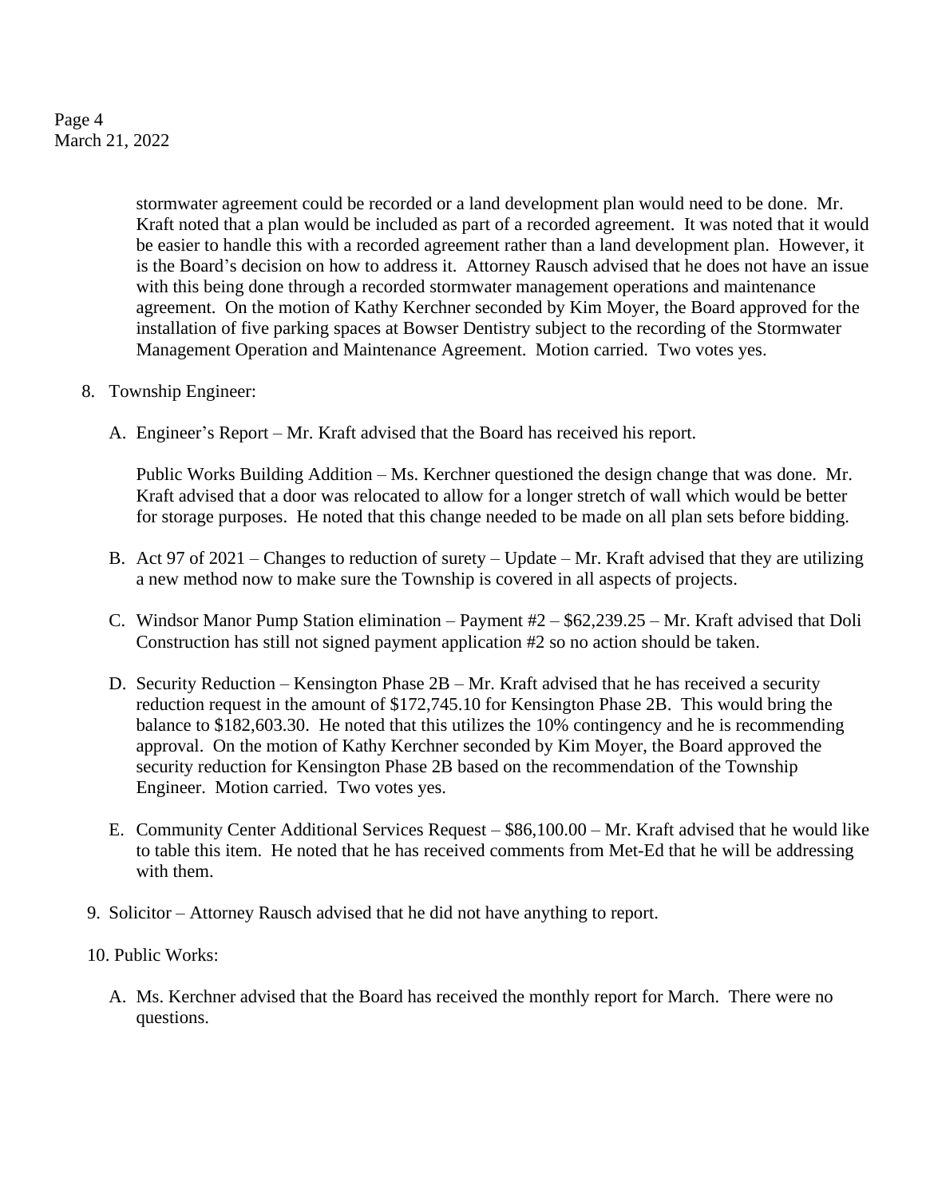stormwater agreement could be recorded or a land development plan would need to be done. Mr. Kraft noted that a plan would be included as part of a recorded agreement. It was noted that it would be easier to handle this with a recorded agreement rather than a land development plan. However, it is the Board's decision on how to address it. Attorney Rausch advised that he does not have an issue with this being done through a recorded stormwater management operations and maintenance agreement. On the motion of Kathy Kerchner seconded by Kim Moyer, the Board approved for the installation of five parking spaces at Bowser Dentistry subject to the recording of the Stormwater Management Operation and Maintenance Agreement. Motion carried. Two votes yes.

8. Township Engineer:

   A. Engineer's Report – Mr. Kraft advised that the Board has received his report.

      Public Works Building Addition – Ms. Kerchner questioned the design change that was done. Mr. Kraft advised that a door was relocated to allow for a longer stretch of wall which would be better for storage purposes. He noted that this change needed to be made on all plan sets before bidding.

   B. Act 97 of 2021 – Changes to reduction of surety – Update – Mr. Kraft advised that they are utilizing a new method now to make sure the Township is covered in all aspects of projects.

   C. Windsor Manor Pump Station elimination – Payment #2 – $62,239.25 – Mr. Kraft advised that Doli Construction has still not signed payment application #2 so no action should be taken.

   D. Security Reduction – Kensington Phase 2B – Mr. Kraft advised that he has received a security reduction request in the amount of $172,745.10 for Kensington Phase 2B. This would bring the balance to $182,603.30. He noted that this utilizes the 10% contingency and he is recommending approval. On the motion of Kathy Kerchner seconded by Kim Moyer, the Board approved the security reduction for Kensington Phase 2B based on the recommendation of the Township Engineer. Motion carried. Two votes yes.

   E. Community Center Additional Services Request – $86,100.00 – Mr. Kraft advised that he would like to table this item. He noted that he has received comments from Met-Ed that he will be addressing with them.

9. Solicitor – Attorney Rausch advised that he did not have anything to report.

10. Public Works:

    A. Ms. Kerchner advised that the Board has received the monthly report for March. There were no questions.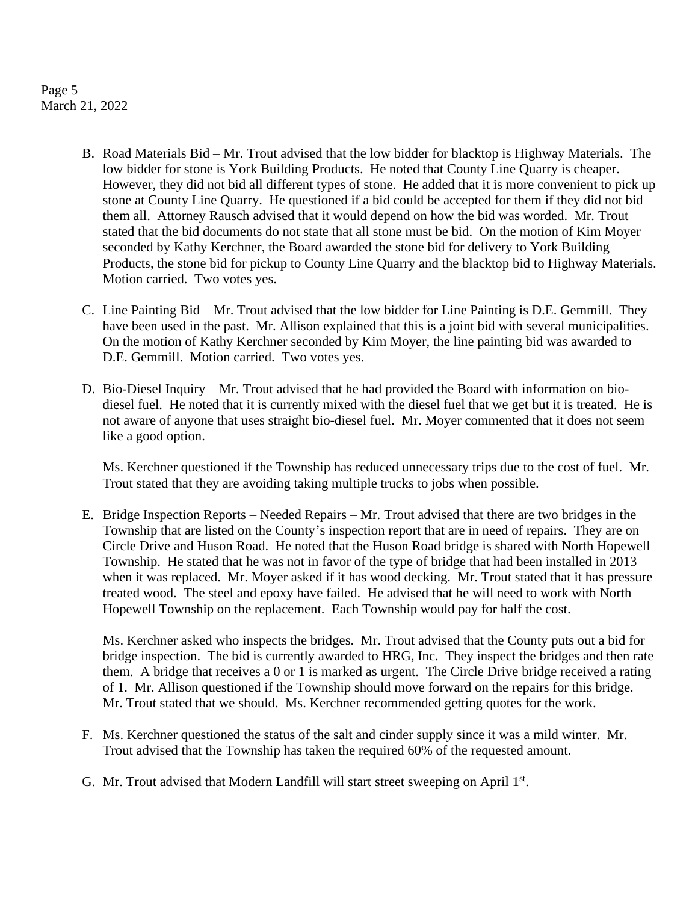B. Road Materials Bid – Mr. Trout advised that the low bidder for blacktop is Highway Materials. The low bidder for stone is York Building Products. He noted that County Line Quarry is cheaper. However, they did not bid all different types of stone. He added that it is more convenient to pick up stone at County Line Quarry. He questioned if a bid could be accepted for them if they did not bid them all. Attorney Rausch advised that it would depend on how the bid was worded. Mr. Trout stated that the bid documents do not state that all stone must be bid. On the motion of Kim Moyer seconded by Kathy Kerchner, the Board awarded the stone bid for delivery to York Building Products, the stone bid for pickup to County Line Quarry and the blacktop bid to Highway Materials. Motion carried. Two votes yes.

C. Line Painting Bid – Mr. Trout advised that the low bidder for Line Painting is D.E. Gemmill. They have been used in the past. Mr. Allison explained that this is a joint bid with several municipalities. On the motion of Kathy Kerchner seconded by Kim Moyer, the line painting bid was awarded to D.E. Gemmill. Motion carried. Two votes yes.

D. Bio-Diesel Inquiry – Mr. Trout advised that he had provided the Board with information on bio-diesel fuel. He noted that it is currently mixed with the diesel fuel that we get but it is treated. He is not aware of anyone that uses straight bio-diesel fuel. Mr. Moyer commented that it does not seem like a good option.

   Ms. Kerchner questioned if the Township has reduced unnecessary trips due to the cost of fuel. Mr. Trout stated that they are avoiding taking multiple trucks to jobs when possible.

E. Bridge Inspection Reports – Needed Repairs – Mr. Trout advised that there are two bridges in the Township that are listed on the County's inspection report that are in need of repairs. They are on Circle Drive and Huson Road. He noted that the Huson Road bridge is shared with North Hopewell Township. He stated that he was not in favor of the type of bridge that had been installed in 2013 when it was replaced. Mr. Moyer asked if it has wood decking. Mr. Trout stated that it has pressure treated wood. The steel and epoxy have failed. He advised that he will need to work with North Hopewell Township on the replacement. Each Township would pay for half the cost.

   Ms. Kerchner asked who inspects the bridges. Mr. Trout advised that the County puts out a bid for bridge inspection. The bid is currently awarded to HRG, Inc. They inspect the bridges and then rate them. A bridge that receives a 0 or 1 is marked as urgent. The Circle Drive bridge received a rating of 1. Mr. Allison questioned if the Township should move forward on the repairs for this bridge. Mr. Trout stated that we should. Ms. Kerchner recommended getting quotes for the work.

F. Ms. Kerchner questioned the status of the salt and cinder supply since it was a mild winter. Mr. Trout advised that the Township has taken the required 60% of the requested amount.

G. Mr. Trout advised that Modern Landfill will start street sweeping on April 1st.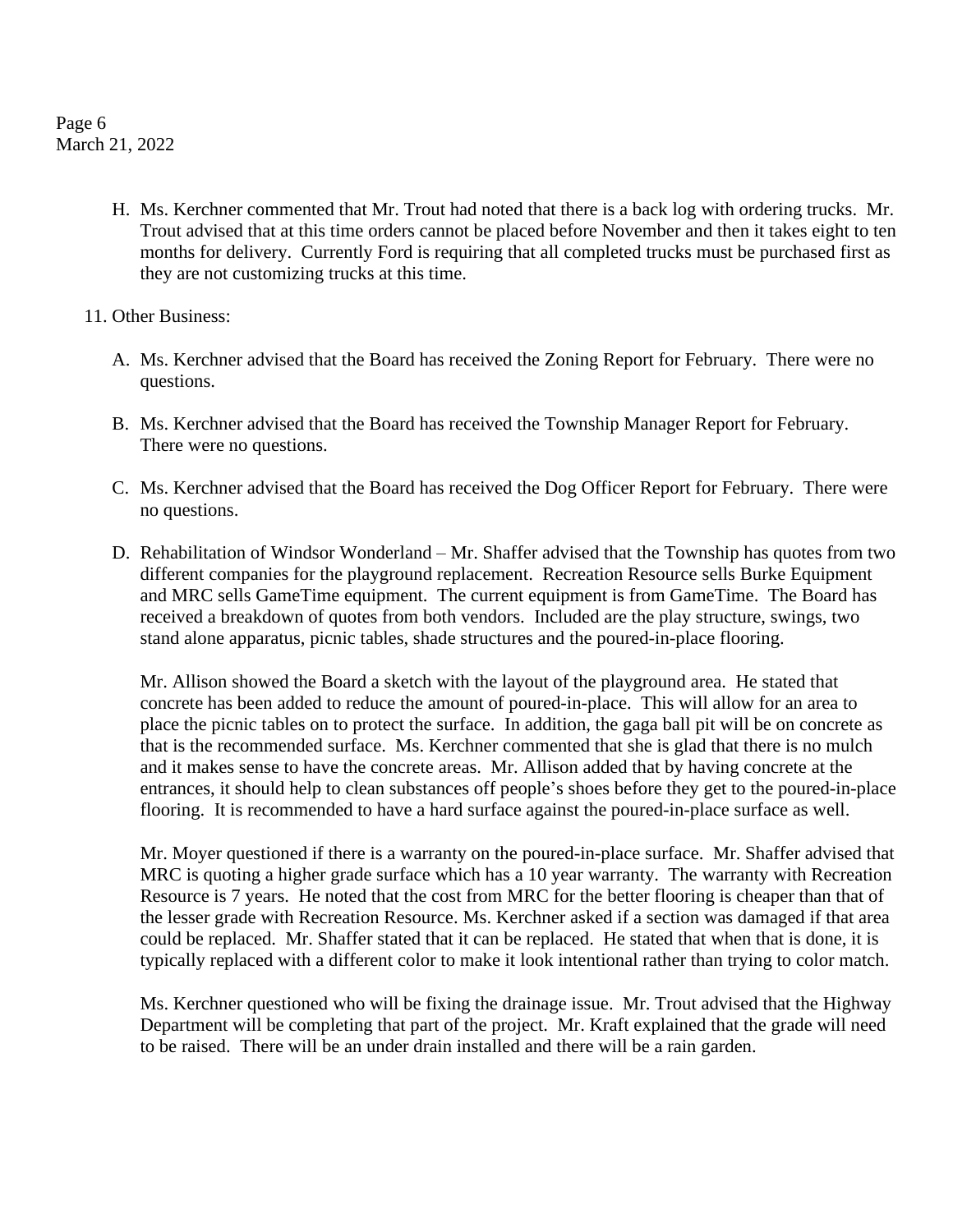H. Ms. Kerchner commented that Mr. Trout had noted that there is a back log with ordering trucks. Mr. Trout advised that at this time orders cannot be placed before November and then it takes eight to ten months for delivery. Currently Ford is requiring that all completed trucks must be purchased first as they are not customizing trucks at this time.

11. Other Business:

A. Ms. Kerchner advised that the Board has received the Zoning Report for February. There were no questions.

B. Ms. Kerchner advised that the Board has received the Township Manager Report for February. There were no questions.

C. Ms. Kerchner advised that the Board has received the Dog Officer Report for February. There were no questions.

D. Rehabilitation of Windsor Wonderland – Mr. Shaffer advised that the Township has quotes from two different companies for the playground replacement. Recreation Resource sells Burke Equipment and MRC sells GameTime equipment. The current equipment is from GameTime. The Board has received a breakdown of quotes from both vendors. Included are the play structure, swings, two stand alone apparatus, picnic tables, shade structures and the poured-in-place flooring.

   Mr. Allison showed the Board a sketch with the layout of the playground area. He stated that concrete has been added to reduce the amount of poured-in-place. This will allow for an area to place the picnic tables on to protect the surface. In addition, the gaga ball pit will be on concrete as that is the recommended surface. Ms. Kerchner commented that she is glad that there is no mulch and it makes sense to have the concrete areas. Mr. Allison added that by having concrete at the entrances, it should help to clean substances off people's shoes before they get to the poured-in-place flooring. It is recommended to have a hard surface against the poured-in-place surface as well.

   Mr. Moyer questioned if there is a warranty on the poured-in-place surface. Mr. Shaffer advised that MRC is quoting a higher grade surface which has a 10 year warranty. The warranty with Recreation Resource is 7 years. He noted that the cost from MRC for the better flooring is cheaper than that of the lesser grade with Recreation Resource. Ms. Kerchner asked if a section was damaged if that area could be replaced. Mr. Shaffer stated that it can be replaced. He stated that when that is done, it is typically replaced with a different color to make it look intentional rather than trying to color match.

   Ms. Kerchner questioned who will be fixing the drainage issue. Mr. Trout advised that the Highway Department will be completing that part of the project. Mr. Kraft explained that the grade will need to be raised. There will be an under drain installed and there will be a rain garden.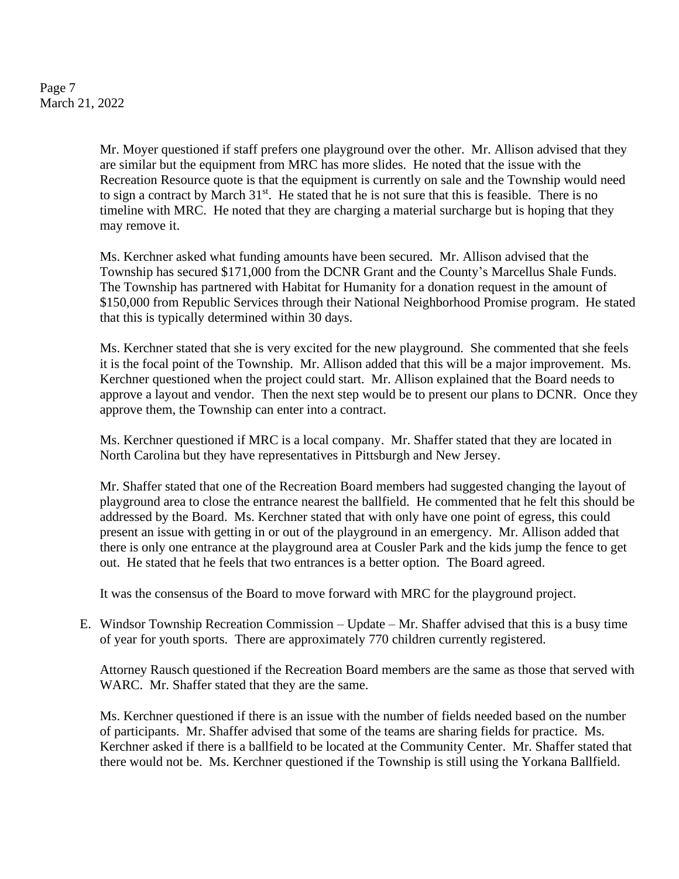Mr. Moyer questioned if staff prefers one playground over the other. Mr. Allison advised that they are similar but the equipment from MRC has more slides. He noted that the issue with the Recreation Resource quote is that the equipment is currently on sale and the Township would need to sign a contract by March 31st. He stated that he is not sure that this is feasible. There is no timeline with MRC. He noted that they are charging a material surcharge but is hoping that they may remove it.

Ms. Kerchner asked what funding amounts have been secured. Mr. Allison advised that the Township has secured $171,000 from the DCNR Grant and the County's Marcellus Shale Funds. The Township has partnered with Habitat for Humanity for a donation request in the amount of $150,000 from Republic Services through their National Neighborhood Promise program. He stated that this is typically determined within 30 days.

Ms. Kerchner stated that she is very excited for the new playground. She commented that she feels it is the focal point of the Township. Mr. Allison added that this will be a major improvement. Ms. Kerchner questioned when the project could start. Mr. Allison explained that the Board needs to approve a layout and vendor. Then the next step would be to present our plans to DCNR. Once they approve them, the Township can enter into a contract.

Ms. Kerchner questioned if MRC is a local company. Mr. Shaffer stated that they are located in North Carolina but they have representatives in Pittsburgh and New Jersey.

Mr. Shaffer stated that one of the Recreation Board members had suggested changing the layout of playground area to close the entrance nearest the ballfield. He commented that he felt this should be addressed by the Board. Ms. Kerchner stated that with only have one point of egress, this could present an issue with getting in or out of the playground in an emergency. Mr. Allison added that there is only one entrance at the playground area at Cousler Park and the kids jump the fence to get out. He stated that he feels that two entrances is a better option. The Board agreed.

It was the consensus of the Board to move forward with MRC for the playground project.

E. Windsor Township Recreation Commission – Update – Mr. Shaffer advised that this is a busy time of year for youth sports. There are approximately 770 children currently registered.

Attorney Rausch questioned if the Recreation Board members are the same as those that served with WARC. Mr. Shaffer stated that they are the same.

Ms. Kerchner questioned if there is an issue with the number of fields needed based on the number of participants. Mr. Shaffer advised that some of the teams are sharing fields for practice. Ms. Kerchner asked if there is a ballfield to be located at the Community Center. Mr. Shaffer stated that there would not be. Ms. Kerchner questioned if the Township is still using the Yorkana Ballfield.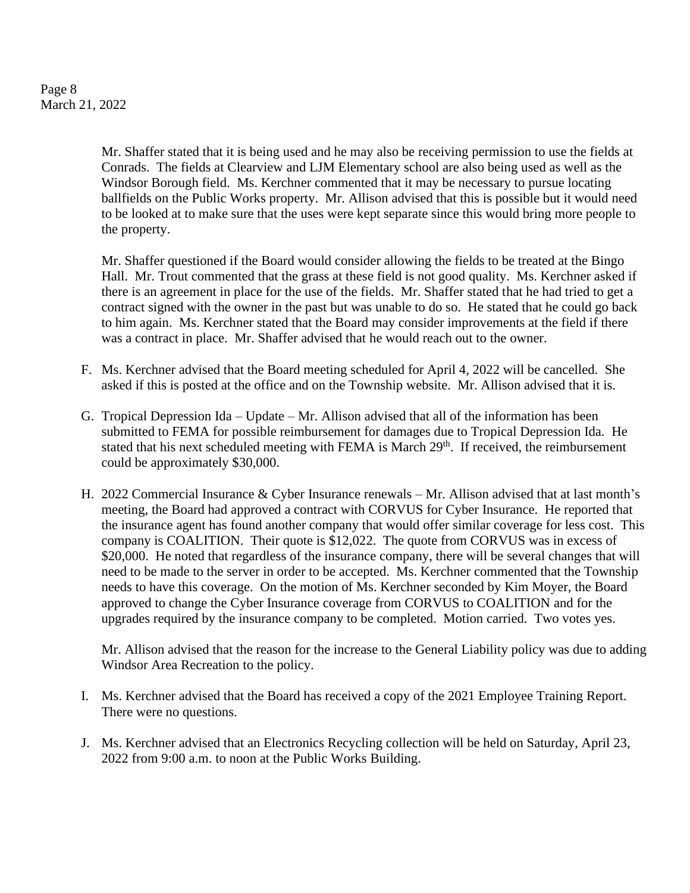Mr. Shaffer stated that it is being used and he may also be receiving permission to use the fields at Conrads. The fields at Clearview and LJM Elementary school are also being used as well as the Windsor Borough field. Ms. Kerchner commented that it may be necessary to pursue locating ballfields on the Public Works property. Mr. Allison advised that this is possible but it would need to be looked at to make sure that the uses were kept separate since this would bring more people to the property.

Mr. Shaffer questioned if the Board would consider allowing the fields to be treated at the Bingo Hall. Mr. Trout commented that the grass at these field is not good quality. Ms. Kerchner asked if there is an agreement in place for the use of the fields. Mr. Shaffer stated that he had tried to get a contract signed with the owner in the past but was unable to do so. He stated that he could go back to him again. Ms. Kerchner stated that the Board may consider improvements at the field if there was a contract in place. Mr. Shaffer advised that he would reach out to the owner.

F. Ms. Kerchner advised that the Board meeting scheduled for April 4, 2022 will be cancelled. She asked if this is posted at the office and on the Township website. Mr. Allison advised that it is.

G. Tropical Depression Ida – Update – Mr. Allison advised that all of the information has been submitted to FEMA for possible reimbursement for damages due to Tropical Depression Ida. He stated that his next scheduled meeting with FEMA is March 29th. If received, the reimbursement could be approximately $30,000.

H. 2022 Commercial Insurance & Cyber Insurance renewals – Mr. Allison advised that at last month's meeting, the Board had approved a contract with CORVUS for Cyber Insurance. He reported that the insurance agent has found another company that would offer similar coverage for less cost. This company is COALITION. Their quote is $12,022. The quote from CORVUS was in excess of $20,000. He noted that regardless of the insurance company, there will be several changes that will need to be made to the server in order to be accepted. Ms. Kerchner commented that the Township needs to have this coverage. On the motion of Ms. Kerchner seconded by Kim Moyer, the Board approved to change the Cyber Insurance coverage from CORVUS to COALITION and for the upgrades required by the insurance company to be completed. Motion carried. Two votes yes.

   Mr. Allison advised that the reason for the increase to the General Liability policy was due to adding Windsor Area Recreation to the policy.

I. Ms. Kerchner advised that the Board has received a copy of the 2021 Employee Training Report. There were no questions.

J. Ms. Kerchner advised that an Electronics Recycling collection will be held on Saturday, April 23, 2022 from 9:00 a.m. to noon at the Public Works Building.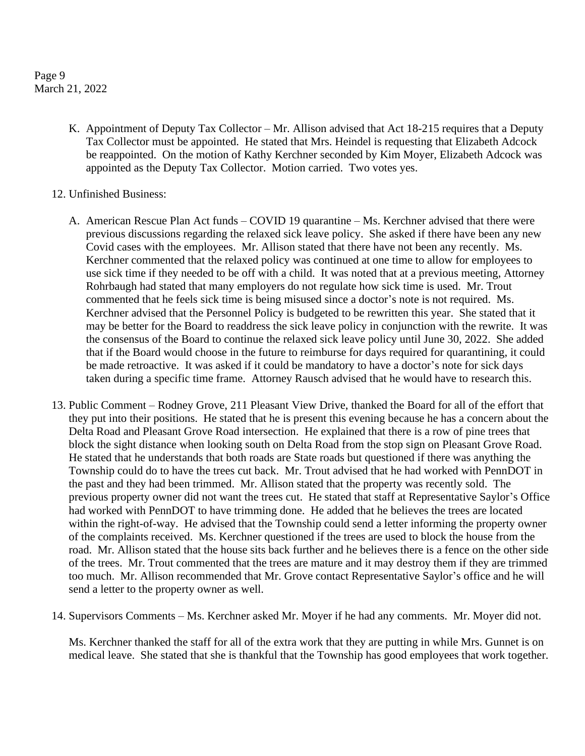K. Appointment of Deputy Tax Collector – Mr. Allison advised that Act 18-215 requires that a Deputy Tax Collector must be appointed. He stated that Mrs. Heindel is requesting that Elizabeth Adcock be reappointed. On the motion of Kathy Kerchner seconded by Kim Moyer, Elizabeth Adcock was appointed as the Deputy Tax Collector. Motion carried. Two votes yes.

12. Unfinished Business:

    A. American Rescue Plan Act funds – COVID 19 quarantine – Ms. Kerchner advised that there were previous discussions regarding the relaxed sick leave policy. She asked if there have been any new Covid cases with the employees. Mr. Allison stated that there have not been any recently. Ms. Kerchner commented that the relaxed policy was continued at one time to allow for employees to use sick time if they needed to be off with a child. It was noted that at a previous meeting, Attorney Rohrbaugh had stated that many employers do not regulate how sick time is used. Mr. Trout commented that he feels sick time is being misused since a doctor's note is not required. Ms. Kerchner advised that the Personnel Policy is budgeted to be rewritten this year. She stated that it may be better for the Board to readdress the sick leave policy in conjunction with the rewrite. It was the consensus of the Board to continue the relaxed sick leave policy until June 30, 2022. She added that if the Board would choose in the future to reimburse for days required for quarantining, it could be made retroactive. It was asked if it could be mandatory to have a doctor's note for sick days taken during a specific time frame. Attorney Rausch advised that he would have to research this.

13. Public Comment – Rodney Grove, 211 Pleasant View Drive, thanked the Board for all of the effort that they put into their positions. He stated that he is present this evening because he has a concern about the Delta Road and Pleasant Grove Road intersection. He explained that there is a row of pine trees that block the sight distance when looking south on Delta Road from the stop sign on Pleasant Grove Road. He stated that he understands that both roads are State roads but questioned if there was anything the Township could do to have the trees cut back. Mr. Trout advised that he had worked with PennDOT in the past and they had been trimmed. Mr. Allison stated that the property was recently sold. The previous property owner did not want the trees cut. He stated that staff at Representative Saylor's Office had worked with PennDOT to have trimming done. He added that he believes the trees are located within the right-of-way. He advised that the Township could send a letter informing the property owner of the complaints received. Ms. Kerchner questioned if the trees are used to block the house from the road. Mr. Allison stated that the house sits back further and he believes there is a fence on the other side of the trees. Mr. Trout commented that the trees are mature and it may destroy them if they are trimmed too much. Mr. Allison recommended that Mr. Grove contact Representative Saylor's office and he will send a letter to the property owner as well.

14. Supervisors Comments – Ms. Kerchner asked Mr. Moyer if he had any comments. Mr. Moyer did not.

    Ms. Kerchner thanked the staff for all of the extra work that they are putting in while Mrs. Gunnet is on medical leave. She stated that she is thankful that the Township has good employees that work together.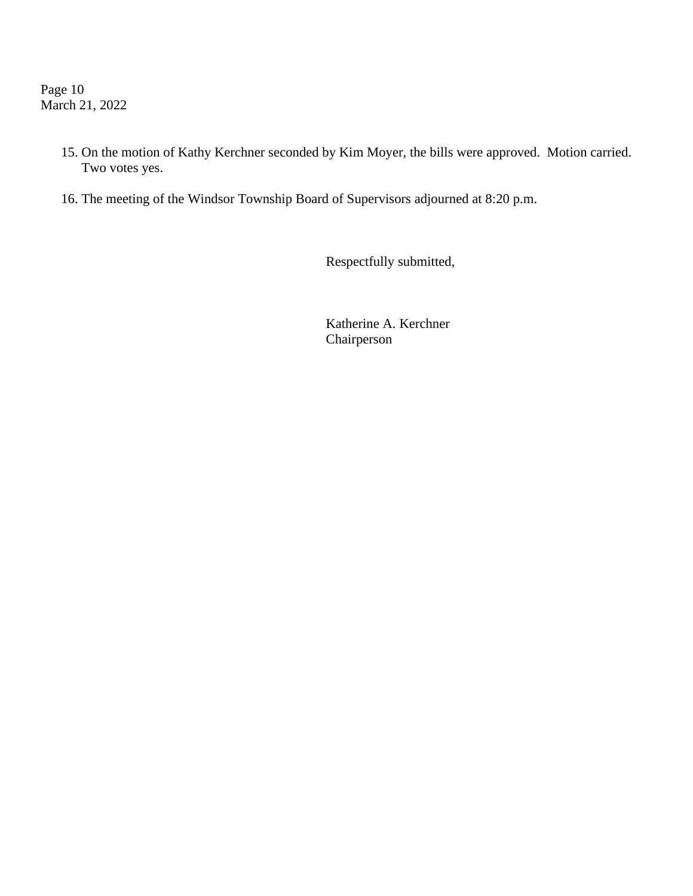15. On the motion of Kathy Kerchner seconded by Kim Moyer, the bills were approved. Motion carried. Two votes yes.

16. The meeting of the Windsor Township Board of Supervisors adjourned at 8:20 p.m.

Respectfully submitted,

Katherine A. Kerchner
Chairperson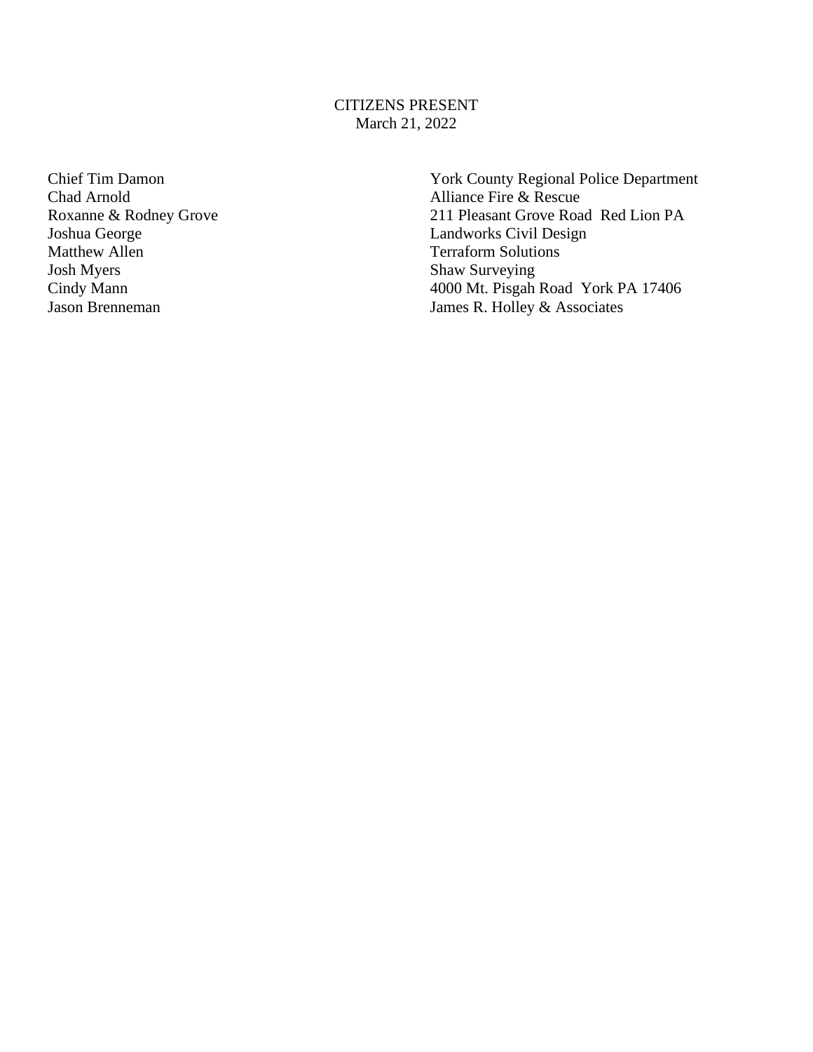# CITIZENS PRESENT

March 21, 2022

| | |
|---|---|
| Chief Tim Damon | York County Regional Police Department |
| Chad Arnold | Alliance Fire & Rescue |
| Roxanne & Rodney Grove | 211 Pleasant Grove Road Red Lion PA |
| Joshua George | Landworks Civil Design |
| Matthew Allen | Terraform Solutions |
| Josh Myers | Shaw Surveying |
| Cindy Mann | 4000 Mt. Pisgah Road York PA 17406 |
| Jason Brenneman | James R. Holley & Associates |